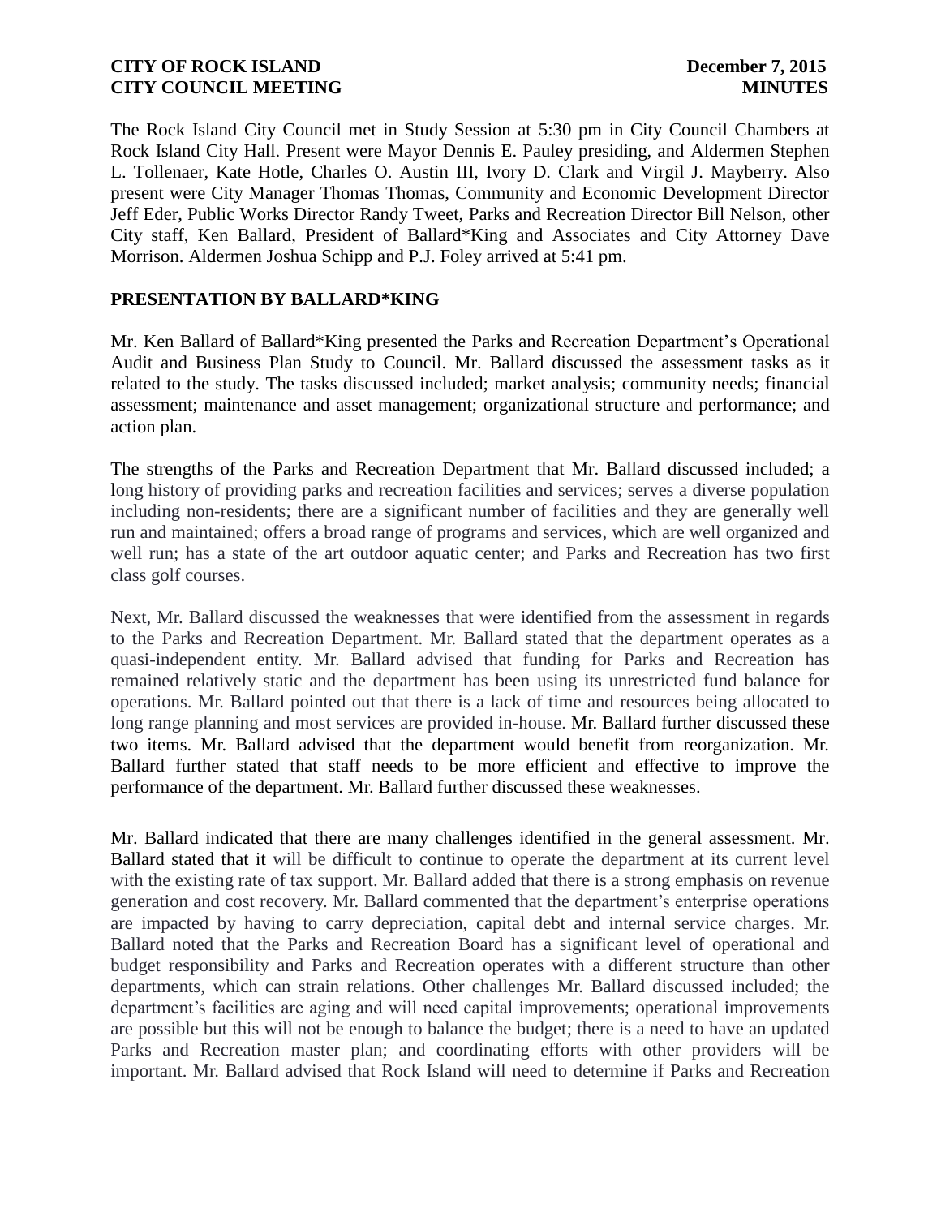**CITY OF ROCK ISLAND** **December 7, 2015**
**CITY COUNCIL MEETING** **MINUTES**

The Rock Island City Council met in Study Session at 5:30 pm in City Council Chambers at Rock Island City Hall. Present were Mayor Dennis E. Pauley presiding, and Aldermen Stephen L. Tollenaer, Kate Hotle, Charles O. Austin III, Ivory D. Clark and Virgil J. Mayberry. Also present were City Manager Thomas Thomas, Community and Economic Development Director Jeff Eder, Public Works Director Randy Tweet, Parks and Recreation Director Bill Nelson, other City staff, Ken Ballard, President of Ballard*King and Associates and City Attorney Dave Morrison. Aldermen Joshua Schipp and P.J. Foley arrived at 5:41 pm.

## PRESENTATION BY BALLARD*KING

Mr. Ken Ballard of Ballard*King presented the Parks and Recreation Department's Operational Audit and Business Plan Study to Council. Mr. Ballard discussed the assessment tasks as it related to the study. The tasks discussed included; market analysis; community needs; financial assessment; maintenance and asset management; organizational structure and performance; and action plan.

The strengths of the Parks and Recreation Department that Mr. Ballard discussed included; a long history of providing parks and recreation facilities and services; serves a diverse population including non-residents; there are a significant number of facilities and they are generally well run and maintained; offers a broad range of programs and services, which are well organized and well run; has a state of the art outdoor aquatic center; and Parks and Recreation has two first class golf courses.

Next, Mr. Ballard discussed the weaknesses that were identified from the assessment in regards to the Parks and Recreation Department. Mr. Ballard stated that the department operates as a quasi-independent entity. Mr. Ballard advised that funding for Parks and Recreation has remained relatively static and the department has been using its unrestricted fund balance for operations. Mr. Ballard pointed out that there is a lack of time and resources being allocated to long range planning and most services are provided in-house. Mr. Ballard further discussed these two items. Mr. Ballard advised that the department would benefit from reorganization. Mr. Ballard further stated that staff needs to be more efficient and effective to improve the performance of the department. Mr. Ballard further discussed these weaknesses.

Mr. Ballard indicated that there are many challenges identified in the general assessment. Mr. Ballard stated that it will be difficult to continue to operate the department at its current level with the existing rate of tax support. Mr. Ballard added that there is a strong emphasis on revenue generation and cost recovery. Mr. Ballard commented that the department's enterprise operations are impacted by having to carry depreciation, capital debt and internal service charges. Mr. Ballard noted that the Parks and Recreation Board has a significant level of operational and budget responsibility and Parks and Recreation operates with a different structure than other departments, which can strain relations. Other challenges Mr. Ballard discussed included; the department's facilities are aging and will need capital improvements; operational improvements are possible but this will not be enough to balance the budget; there is a need to have an updated Parks and Recreation master plan; and coordinating efforts with other providers will be important. Mr. Ballard advised that Rock Island will need to determine if Parks and Recreation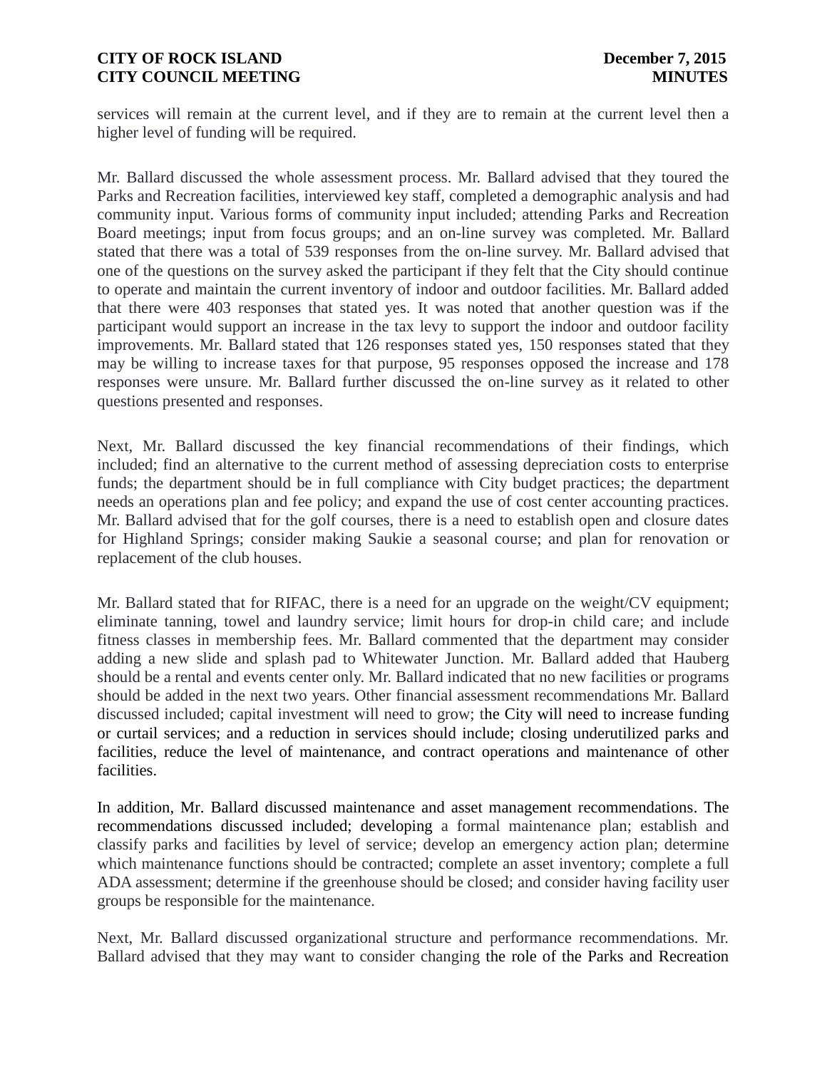services will remain at the current level, and if they are to remain at the current level then a higher level of funding will be required.

Mr. Ballard discussed the whole assessment process. Mr. Ballard advised that they toured the Parks and Recreation facilities, interviewed key staff, completed a demographic analysis and had community input. Various forms of community input included; attending Parks and Recreation Board meetings; input from focus groups; and an on-line survey was completed. Mr. Ballard stated that there was a total of 539 responses from the on-line survey. Mr. Ballard advised that one of the questions on the survey asked the participant if they felt that the City should continue to operate and maintain the current inventory of indoor and outdoor facilities. Mr. Ballard added that there were 403 responses that stated yes. It was noted that another question was if the participant would support an increase in the tax levy to support the indoor and outdoor facility improvements. Mr. Ballard stated that 126 responses stated yes, 150 responses stated that they may be willing to increase taxes for that purpose, 95 responses opposed the increase and 178 responses were unsure. Mr. Ballard further discussed the on-line survey as it related to other questions presented and responses.

Next, Mr. Ballard discussed the key financial recommendations of their findings, which included; find an alternative to the current method of assessing depreciation costs to enterprise funds; the department should be in full compliance with City budget practices; the department needs an operations plan and fee policy; and expand the use of cost center accounting practices. Mr. Ballard advised that for the golf courses, there is a need to establish open and closure dates for Highland Springs; consider making Saukie a seasonal course; and plan for renovation or replacement of the club houses.

Mr. Ballard stated that for RIFAC, there is a need for an upgrade on the weight/CV equipment; eliminate tanning, towel and laundry service; limit hours for drop-in child care; and include fitness classes in membership fees. Mr. Ballard commented that the department may consider adding a new slide and splash pad to Whitewater Junction. Mr. Ballard added that Hauberg should be a rental and events center only. Mr. Ballard indicated that no new facilities or programs should be added in the next two years. Other financial assessment recommendations Mr. Ballard discussed included; capital investment will need to grow; the City will need to increase funding or curtail services; and a reduction in services should include; closing underutilized parks and facilities, reduce the level of maintenance, and contract operations and maintenance of other facilities.

In addition, Mr. Ballard discussed maintenance and asset management recommendations. The recommendations discussed included; developing a formal maintenance plan; establish and classify parks and facilities by level of service; develop an emergency action plan; determine which maintenance functions should be contracted; complete an asset inventory; complete a full ADA assessment; determine if the greenhouse should be closed; and consider having facility user groups be responsible for the maintenance.

Next, Mr. Ballard discussed organizational structure and performance recommendations. Mr. Ballard advised that they may want to consider changing the role of the Parks and Recreation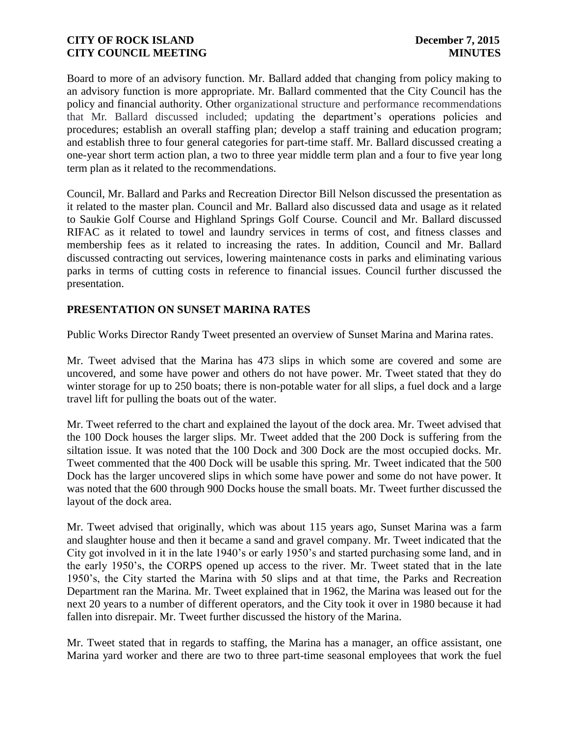Board to more of an advisory function. Mr. Ballard added that changing from policy making to an advisory function is more appropriate. Mr. Ballard commented that the City Council has the policy and financial authority. Other organizational structure and performance recommendations that Mr. Ballard discussed included; updating the department's operations policies and procedures; establish an overall staffing plan; develop a staff training and education program; and establish three to four general categories for part-time staff. Mr. Ballard discussed creating a one-year short term action plan, a two to three year middle term plan and a four to five year long term plan as it related to the recommendations.

Council, Mr. Ballard and Parks and Recreation Director Bill Nelson discussed the presentation as it related to the master plan. Council and Mr. Ballard also discussed data and usage as it related to Saukie Golf Course and Highland Springs Golf Course. Council and Mr. Ballard discussed RIFAC as it related to towel and laundry services in terms of cost, and fitness classes and membership fees as it related to increasing the rates. In addition, Council and Mr. Ballard discussed contracting out services, lowering maintenance costs in parks and eliminating various parks in terms of cutting costs in reference to financial issues. Council further discussed the presentation.

## PRESENTATION ON SUNSET MARINA RATES

Public Works Director Randy Tweet presented an overview of Sunset Marina and Marina rates.

Mr. Tweet advised that the Marina has 473 slips in which some are covered and some are uncovered, and some have power and others do not have power. Mr. Tweet stated that they do winter storage for up to 250 boats; there is non-potable water for all slips, a fuel dock and a large travel lift for pulling the boats out of the water.

Mr. Tweet referred to the chart and explained the layout of the dock area. Mr. Tweet advised that the 100 Dock houses the larger slips. Mr. Tweet added that the 200 Dock is suffering from the siltation issue. It was noted that the 100 Dock and 300 Dock are the most occupied docks. Mr. Tweet commented that the 400 Dock will be usable this spring. Mr. Tweet indicated that the 500 Dock has the larger uncovered slips in which some have power and some do not have power. It was noted that the 600 through 900 Docks house the small boats. Mr. Tweet further discussed the layout of the dock area.

Mr. Tweet advised that originally, which was about 115 years ago, Sunset Marina was a farm and slaughter house and then it became a sand and gravel company. Mr. Tweet indicated that the City got involved in it in the late 1940's or early 1950's and started purchasing some land, and in the early 1950's, the CORPS opened up access to the river. Mr. Tweet stated that in the late 1950's, the City started the Marina with 50 slips and at that time, the Parks and Recreation Department ran the Marina. Mr. Tweet explained that in 1962, the Marina was leased out for the next 20 years to a number of different operators, and the City took it over in 1980 because it had fallen into disrepair. Mr. Tweet further discussed the history of the Marina.

Mr. Tweet stated that in regards to staffing, the Marina has a manager, an office assistant, one Marina yard worker and there are two to three part-time seasonal employees that work the fuel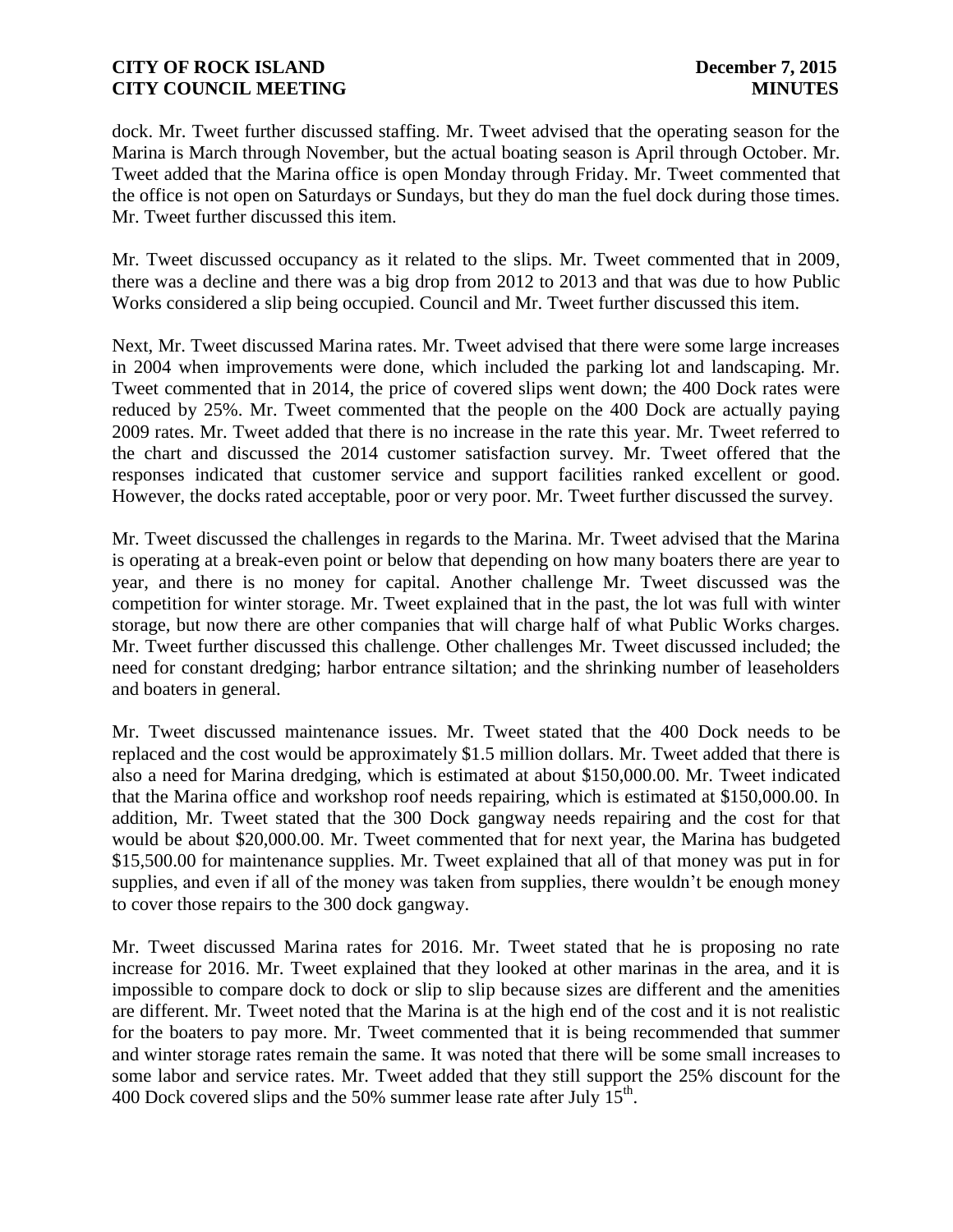dock. Mr. Tweet further discussed staffing. Mr. Tweet advised that the operating season for the Marina is March through November, but the actual boating season is April through October. Mr. Tweet added that the Marina office is open Monday through Friday. Mr. Tweet commented that the office is not open on Saturdays or Sundays, but they do man the fuel dock during those times. Mr. Tweet further discussed this item.

Mr. Tweet discussed occupancy as it related to the slips. Mr. Tweet commented that in 2009, there was a decline and there was a big drop from 2012 to 2013 and that was due to how Public Works considered a slip being occupied. Council and Mr. Tweet further discussed this item.

Next, Mr. Tweet discussed Marina rates. Mr. Tweet advised that there were some large increases in 2004 when improvements were done, which included the parking lot and landscaping. Mr. Tweet commented that in 2014, the price of covered slips went down; the 400 Dock rates were reduced by 25%. Mr. Tweet commented that the people on the 400 Dock are actually paying 2009 rates. Mr. Tweet added that there is no increase in the rate this year. Mr. Tweet referred to the chart and discussed the 2014 customer satisfaction survey. Mr. Tweet offered that the responses indicated that customer service and support facilities ranked excellent or good. However, the docks rated acceptable, poor or very poor. Mr. Tweet further discussed the survey.

Mr. Tweet discussed the challenges in regards to the Marina. Mr. Tweet advised that the Marina is operating at a break-even point or below that depending on how many boaters there are year to year, and there is no money for capital. Another challenge Mr. Tweet discussed was the competition for winter storage. Mr. Tweet explained that in the past, the lot was full with winter storage, but now there are other companies that will charge half of what Public Works charges. Mr. Tweet further discussed this challenge. Other challenges Mr. Tweet discussed included; the need for constant dredging; harbor entrance siltation; and the shrinking number of leaseholders and boaters in general.

Mr. Tweet discussed maintenance issues. Mr. Tweet stated that the 400 Dock needs to be replaced and the cost would be approximately $1.5 million dollars. Mr. Tweet added that there is also a need for Marina dredging, which is estimated at about $150,000.00. Mr. Tweet indicated that the Marina office and workshop roof needs repairing, which is estimated at $150,000.00. In addition, Mr. Tweet stated that the 300 Dock gangway needs repairing and the cost for that would be about $20,000.00. Mr. Tweet commented that for next year, the Marina has budgeted $15,500.00 for maintenance supplies. Mr. Tweet explained that all of that money was put in for supplies, and even if all of the money was taken from supplies, there wouldn't be enough money to cover those repairs to the 300 dock gangway.

Mr. Tweet discussed Marina rates for 2016. Mr. Tweet stated that he is proposing no rate increase for 2016. Mr. Tweet explained that they looked at other marinas in the area, and it is impossible to compare dock to dock or slip to slip because sizes are different and the amenities are different. Mr. Tweet noted that the Marina is at the high end of the cost and it is not realistic for the boaters to pay more. Mr. Tweet commented that it is being recommended that summer and winter storage rates remain the same. It was noted that there will be some small increases to some labor and service rates. Mr. Tweet added that they still support the 25% discount for the 400 Dock covered slips and the 50% summer lease rate after July 15th.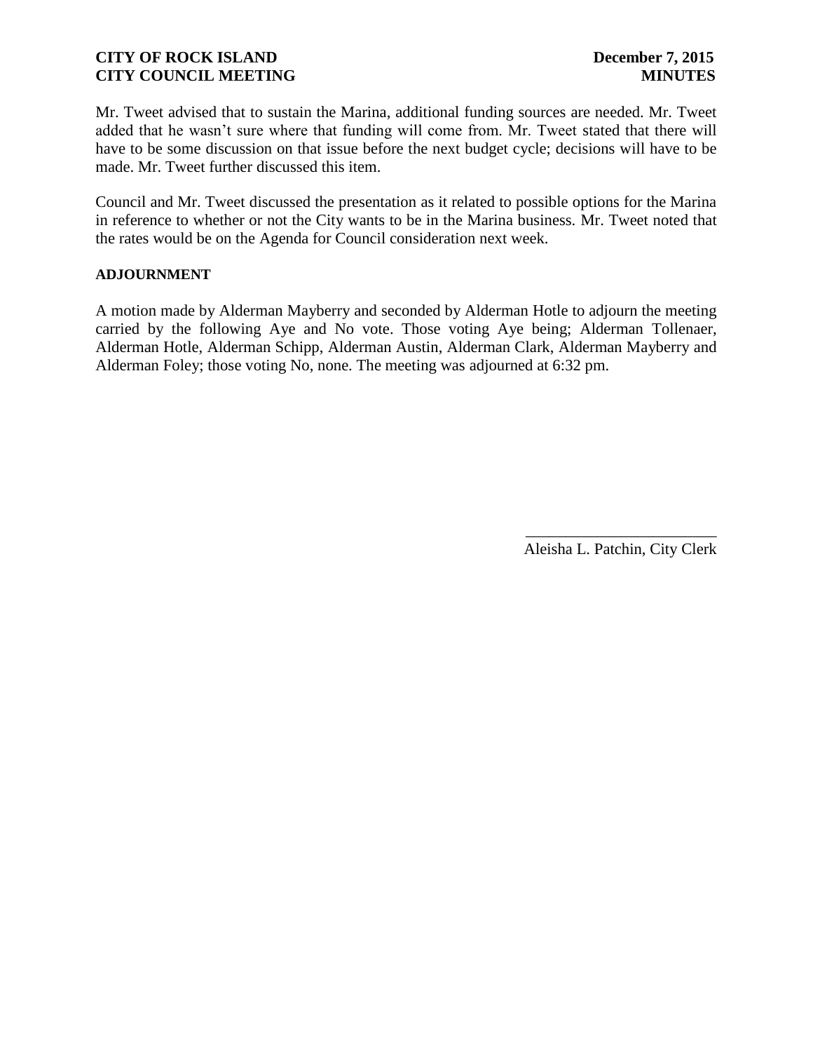Mr. Tweet advised that to sustain the Marina, additional funding sources are needed. Mr. Tweet added that he wasn't sure where that funding will come from. Mr. Tweet stated that there will have to be some discussion on that issue before the next budget cycle; decisions will have to be made. Mr. Tweet further discussed this item.

Council and Mr. Tweet discussed the presentation as it related to possible options for the Marina in reference to whether or not the City wants to be in the Marina business. Mr. Tweet noted that the rates would be on the Agenda for Council consideration next week.

**ADJOURNMENT**

A motion made by Alderman Mayberry and seconded by Alderman Hotle to adjourn the meeting carried by the following Aye and No vote. Those voting Aye being; Alderman Tollenaer, Alderman Hotle, Alderman Schipp, Alderman Austin, Alderman Clark, Alderman Mayberry and Alderman Foley; those voting No, none. The meeting was adjourned at 6:32 pm.

\_\_\_\_\_\_\_\_\_\_\_\_\_\_\_\_\_\_\_\_\_\_\_\_

Aleisha L. Patchin, City Clerk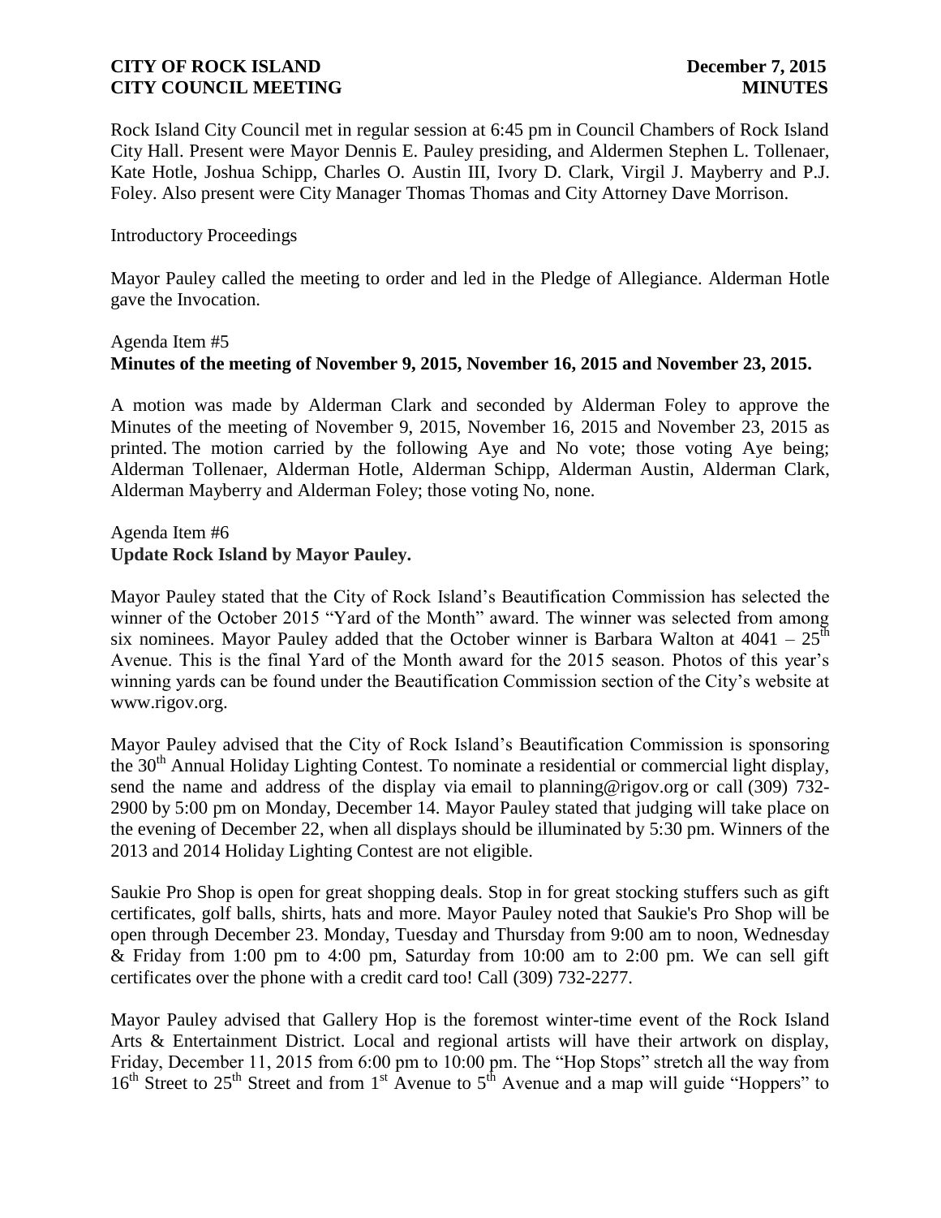Rock Island City Council met in regular session at 6:45 pm in Council Chambers of Rock Island City Hall. Present were Mayor Dennis E. Pauley presiding, and Aldermen Stephen L. Tollenaer, Kate Hotle, Joshua Schipp, Charles O. Austin III, Ivory D. Clark, Virgil J. Mayberry and P.J. Foley. Also present were City Manager Thomas Thomas and City Attorney Dave Morrison.

Introductory Proceedings

Mayor Pauley called the meeting to order and led in the Pledge of Allegiance. Alderman Hotle gave the Invocation.

Agenda Item #5
**Minutes of the meeting of November 9, 2015, November 16, 2015 and November 23, 2015.**

A motion was made by Alderman Clark and seconded by Alderman Foley to approve the Minutes of the meeting of November 9, 2015, November 16, 2015 and November 23, 2015 as printed. The motion carried by the following Aye and No vote; those voting Aye being; Alderman Tollenaer, Alderman Hotle, Alderman Schipp, Alderman Austin, Alderman Clark, Alderman Mayberry and Alderman Foley; those voting No, none.

Agenda Item #6
**Update Rock Island by Mayor Pauley.**

Mayor Pauley stated that the City of Rock Island's Beautification Commission has selected the winner of the October 2015 "Yard of the Month" award. The winner was selected from among six nominees. Mayor Pauley added that the October winner is Barbara Walton at 4041 – 25th Avenue. This is the final Yard of the Month award for the 2015 season. Photos of this year's winning yards can be found under the Beautification Commission section of the City's website at www.rigov.org.

Mayor Pauley advised that the City of Rock Island's Beautification Commission is sponsoring the 30th Annual Holiday Lighting Contest. To nominate a residential or commercial light display, send the name and address of the display via email to planning@rigov.org or call (309) 732-2900 by 5:00 pm on Monday, December 14. Mayor Pauley stated that judging will take place on the evening of December 22, when all displays should be illuminated by 5:30 pm. Winners of the 2013 and 2014 Holiday Lighting Contest are not eligible.

Saukie Pro Shop is open for great shopping deals. Stop in for great stocking stuffers such as gift certificates, golf balls, shirts, hats and more. Mayor Pauley noted that Saukie's Pro Shop will be open through December 23. Monday, Tuesday and Thursday from 9:00 am to noon, Wednesday & Friday from 1:00 pm to 4:00 pm, Saturday from 10:00 am to 2:00 pm. We can sell gift certificates over the phone with a credit card too! Call (309) 732-2277.

Mayor Pauley advised that Gallery Hop is the foremost winter-time event of the Rock Island Arts & Entertainment District. Local and regional artists will have their artwork on display, Friday, December 11, 2015 from 6:00 pm to 10:00 pm. The "Hop Stops" stretch all the way from 16th Street to 25th Street and from 1st Avenue to 5th Avenue and a map will guide "Hoppers" to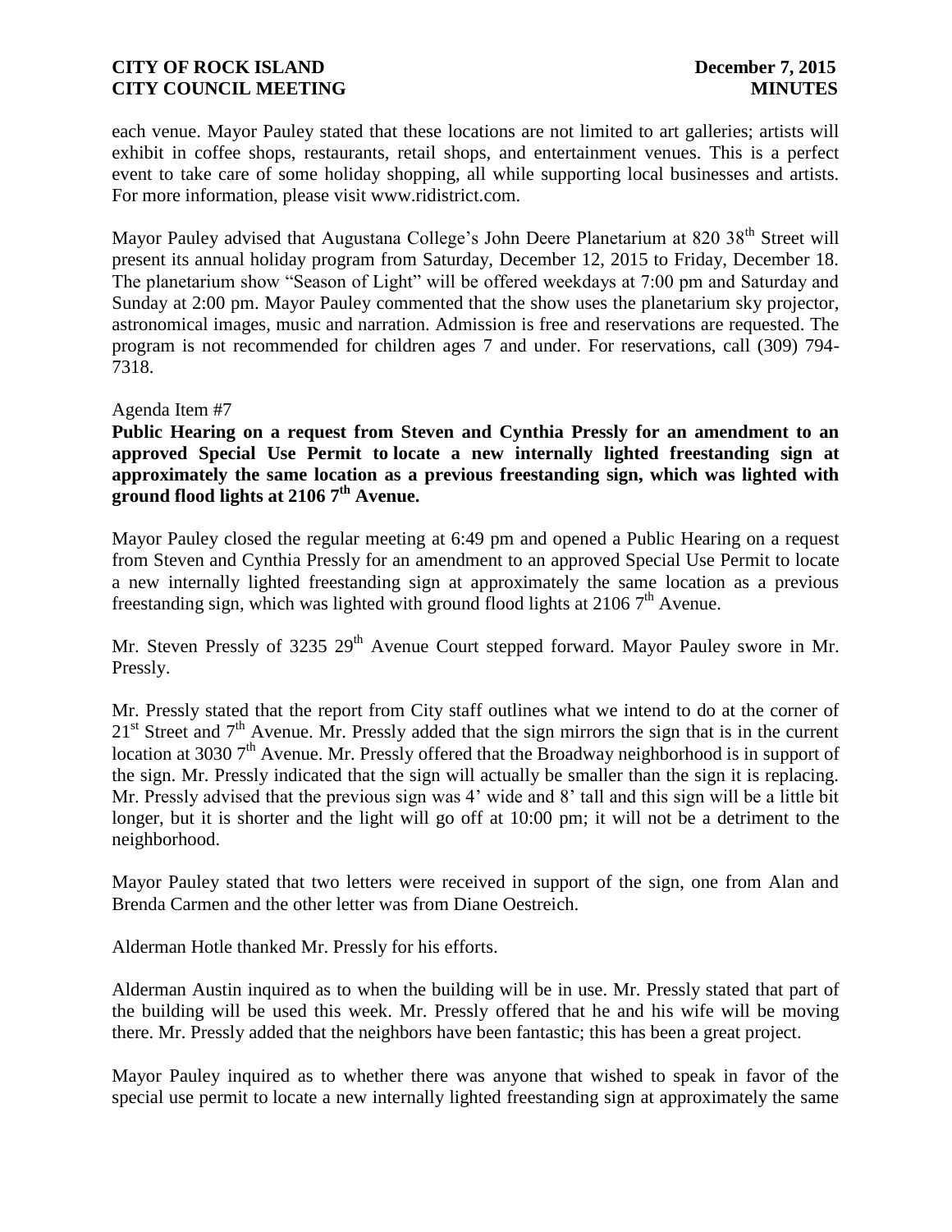each venue. Mayor Pauley stated that these locations are not limited to art galleries; artists will exhibit in coffee shops, restaurants, retail shops, and entertainment venues. This is a perfect event to take care of some holiday shopping, all while supporting local businesses and artists. For more information, please visit www.ridistrict.com.

Mayor Pauley advised that Augustana College's John Deere Planetarium at 820 38th Street will present its annual holiday program from Saturday, December 12, 2015 to Friday, December 18. The planetarium show "Season of Light" will be offered weekdays at 7:00 pm and Saturday and Sunday at 2:00 pm. Mayor Pauley commented that the show uses the planetarium sky projector, astronomical images, music and narration. Admission is free and reservations are requested. The program is not recommended for children ages 7 and under. For reservations, call (309) 794-7318.

Agenda Item #7

**Public Hearing on a request from Steven and Cynthia Pressly for an amendment to an approved Special Use Permit to locate a new internally lighted freestanding sign at approximately the same location as a previous freestanding sign, which was lighted with ground flood lights at 2106 7th Avenue.**

Mayor Pauley closed the regular meeting at 6:49 pm and opened a Public Hearing on a request from Steven and Cynthia Pressly for an amendment to an approved Special Use Permit to locate a new internally lighted freestanding sign at approximately the same location as a previous freestanding sign, which was lighted with ground flood lights at 2106 7th Avenue.

Mr. Steven Pressly of 3235 29th Avenue Court stepped forward. Mayor Pauley swore in Mr. Pressly.

Mr. Pressly stated that the report from City staff outlines what we intend to do at the corner of 21st Street and 7th Avenue. Mr. Pressly added that the sign mirrors the sign that is in the current location at 3030 7th Avenue. Mr. Pressly offered that the Broadway neighborhood is in support of the sign. Mr. Pressly indicated that the sign will actually be smaller than the sign it is replacing. Mr. Pressly advised that the previous sign was 4' wide and 8' tall and this sign will be a little bit longer, but it is shorter and the light will go off at 10:00 pm; it will not be a detriment to the neighborhood.

Mayor Pauley stated that two letters were received in support of the sign, one from Alan and Brenda Carmen and the other letter was from Diane Oestreich.

Alderman Hotle thanked Mr. Pressly for his efforts.

Alderman Austin inquired as to when the building will be in use. Mr. Pressly stated that part of the building will be used this week. Mr. Pressly offered that he and his wife will be moving there. Mr. Pressly added that the neighbors have been fantastic; this has been a great project.

Mayor Pauley inquired as to whether there was anyone that wished to speak in favor of the special use permit to locate a new internally lighted freestanding sign at approximately the same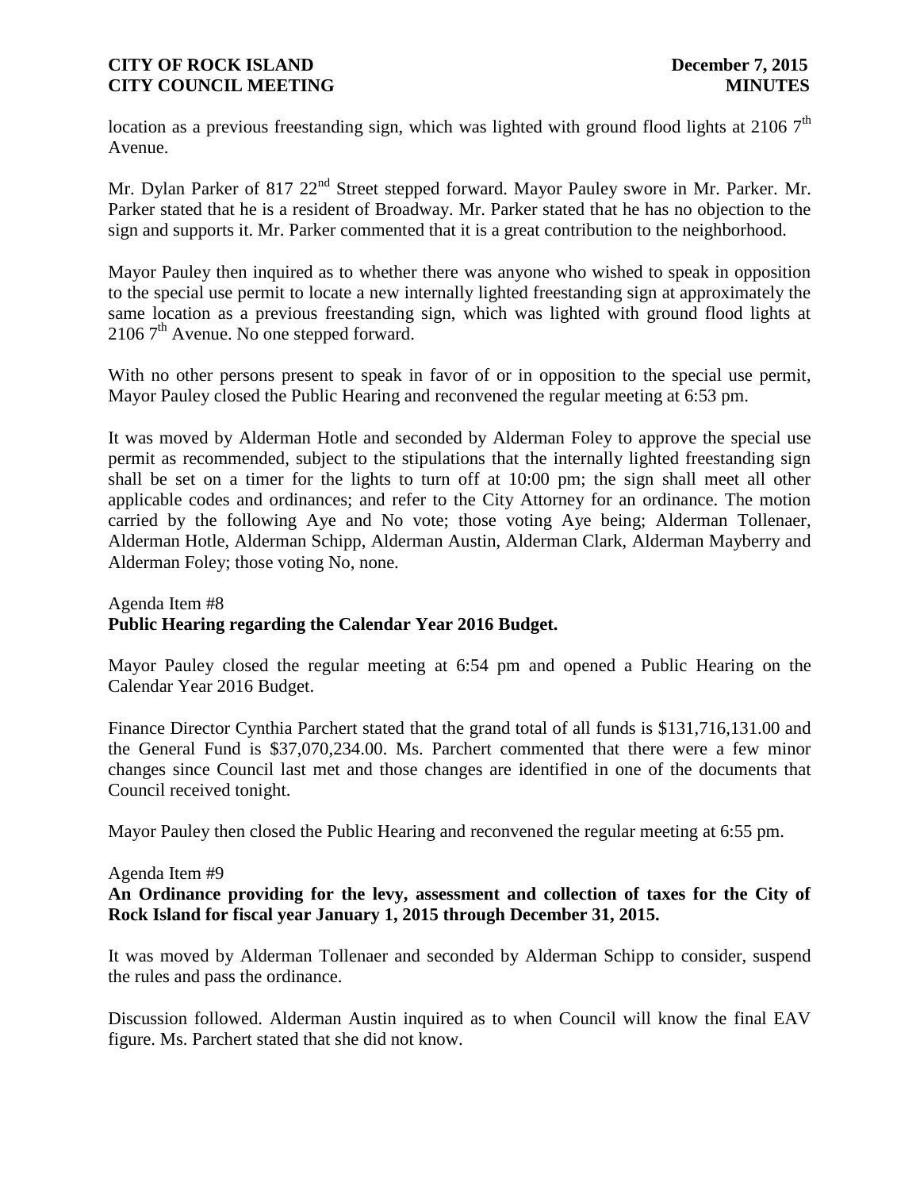location as a previous freestanding sign, which was lighted with ground flood lights at 2106 7th Avenue.

Mr. Dylan Parker of 817 22nd Street stepped forward. Mayor Pauley swore in Mr. Parker. Mr. Parker stated that he is a resident of Broadway. Mr. Parker stated that he has no objection to the sign and supports it. Mr. Parker commented that it is a great contribution to the neighborhood.

Mayor Pauley then inquired as to whether there was anyone who wished to speak in opposition to the special use permit to locate a new internally lighted freestanding sign at approximately the same location as a previous freestanding sign, which was lighted with ground flood lights at 2106 7th Avenue. No one stepped forward.

With no other persons present to speak in favor of or in opposition to the special use permit, Mayor Pauley closed the Public Hearing and reconvened the regular meeting at 6:53 pm.

It was moved by Alderman Hotle and seconded by Alderman Foley to approve the special use permit as recommended, subject to the stipulations that the internally lighted freestanding sign shall be set on a timer for the lights to turn off at 10:00 pm; the sign shall meet all other applicable codes and ordinances; and refer to the City Attorney for an ordinance. The motion carried by the following Aye and No vote; those voting Aye being; Alderman Tollenaer, Alderman Hotle, Alderman Schipp, Alderman Austin, Alderman Clark, Alderman Mayberry and Alderman Foley; those voting No, none.

Agenda Item #8
**Public Hearing regarding the Calendar Year 2016 Budget.**

Mayor Pauley closed the regular meeting at 6:54 pm and opened a Public Hearing on the Calendar Year 2016 Budget.

Finance Director Cynthia Parchert stated that the grand total of all funds is $131,716,131.00 and the General Fund is $37,070,234.00. Ms. Parchert commented that there were a few minor changes since Council last met and those changes are identified in one of the documents that Council received tonight.

Mayor Pauley then closed the Public Hearing and reconvened the regular meeting at 6:55 pm.

Agenda Item #9
**An Ordinance providing for the levy, assessment and collection of taxes for the City of Rock Island for fiscal year January 1, 2015 through December 31, 2015.**

It was moved by Alderman Tollenaer and seconded by Alderman Schipp to consider, suspend the rules and pass the ordinance.

Discussion followed. Alderman Austin inquired as to when Council will know the final EAV figure. Ms. Parchert stated that she did not know.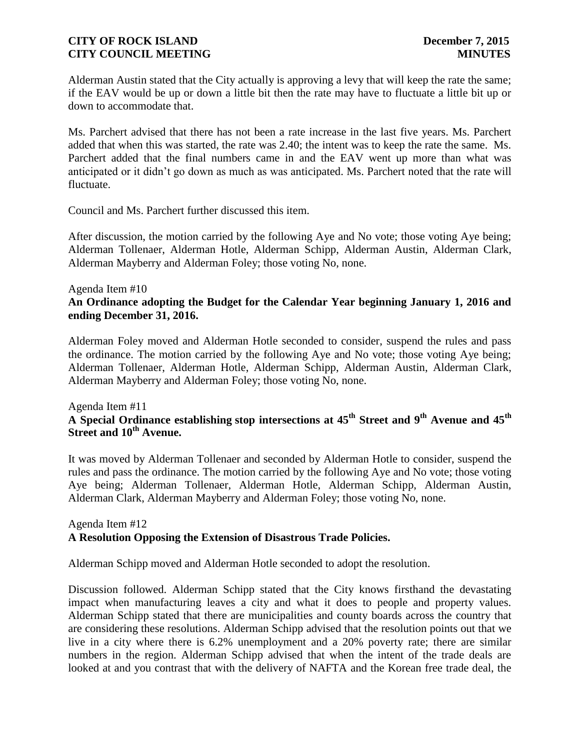Alderman Austin stated that the City actually is approving a levy that will keep the rate the same; if the EAV would be up or down a little bit then the rate may have to fluctuate a little bit up or down to accommodate that.

Ms. Parchert advised that there has not been a rate increase in the last five years. Ms. Parchert added that when this was started, the rate was 2.40; the intent was to keep the rate the same. Ms. Parchert added that the final numbers came in and the EAV went up more than what was anticipated or it didn't go down as much as was anticipated. Ms. Parchert noted that the rate will fluctuate.

Council and Ms. Parchert further discussed this item.

After discussion, the motion carried by the following Aye and No vote; those voting Aye being; Alderman Tollenaer, Alderman Hotle, Alderman Schipp, Alderman Austin, Alderman Clark, Alderman Mayberry and Alderman Foley; those voting No, none.

Agenda Item #10

**An Ordinance adopting the Budget for the Calendar Year beginning January 1, 2016 and ending December 31, 2016.**

Alderman Foley moved and Alderman Hotle seconded to consider, suspend the rules and pass the ordinance. The motion carried by the following Aye and No vote; those voting Aye being; Alderman Tollenaer, Alderman Hotle, Alderman Schipp, Alderman Austin, Alderman Clark, Alderman Mayberry and Alderman Foley; those voting No, none.

Agenda Item #11

**A Special Ordinance establishing stop intersections at 45th Street and 9th Avenue and 45th Street and 10th Avenue.**

It was moved by Alderman Tollenaer and seconded by Alderman Hotle to consider, suspend the rules and pass the ordinance. The motion carried by the following Aye and No vote; those voting Aye being; Alderman Tollenaer, Alderman Hotle, Alderman Schipp, Alderman Austin, Alderman Clark, Alderman Mayberry and Alderman Foley; those voting No, none.

Agenda Item #12

**A Resolution Opposing the Extension of Disastrous Trade Policies.**

Alderman Schipp moved and Alderman Hotle seconded to adopt the resolution.

Discussion followed. Alderman Schipp stated that the City knows firsthand the devastating impact when manufacturing leaves a city and what it does to people and property values. Alderman Schipp stated that there are municipalities and county boards across the country that are considering these resolutions. Alderman Schipp advised that the resolution points out that we live in a city where there is 6.2% unemployment and a 20% poverty rate; there are similar numbers in the region. Alderman Schipp advised that when the intent of the trade deals are looked at and you contrast that with the delivery of NAFTA and the Korean free trade deal, the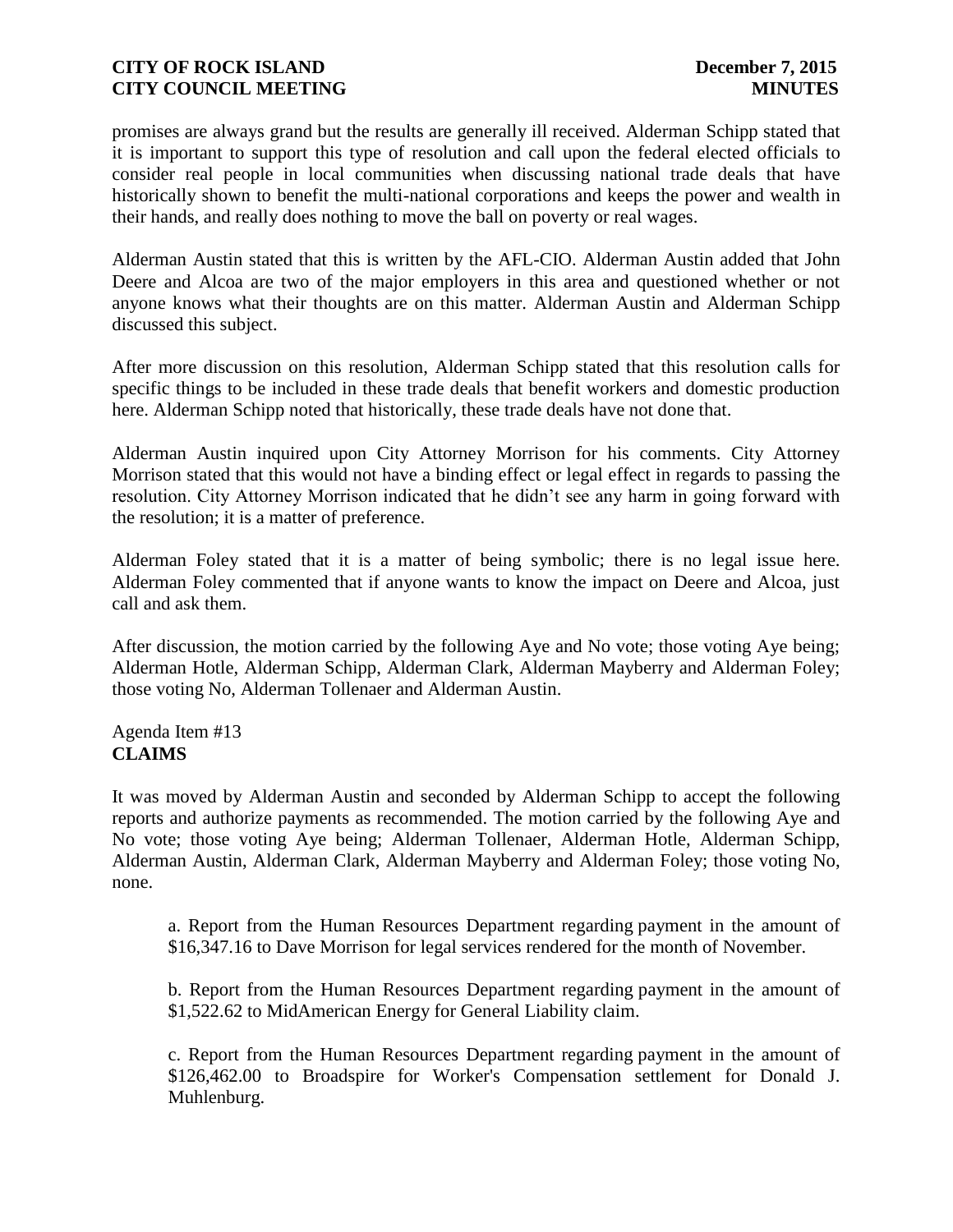promises are always grand but the results are generally ill received. Alderman Schipp stated that it is important to support this type of resolution and call upon the federal elected officials to consider real people in local communities when discussing national trade deals that have historically shown to benefit the multi-national corporations and keeps the power and wealth in their hands, and really does nothing to move the ball on poverty or real wages.

Alderman Austin stated that this is written by the AFL-CIO. Alderman Austin added that John Deere and Alcoa are two of the major employers in this area and questioned whether or not anyone knows what their thoughts are on this matter. Alderman Austin and Alderman Schipp discussed this subject.

After more discussion on this resolution, Alderman Schipp stated that this resolution calls for specific things to be included in these trade deals that benefit workers and domestic production here. Alderman Schipp noted that historically, these trade deals have not done that.

Alderman Austin inquired upon City Attorney Morrison for his comments. City Attorney Morrison stated that this would not have a binding effect or legal effect in regards to passing the resolution. City Attorney Morrison indicated that he didn't see any harm in going forward with the resolution; it is a matter of preference.

Alderman Foley stated that it is a matter of being symbolic; there is no legal issue here. Alderman Foley commented that if anyone wants to know the impact on Deere and Alcoa, just call and ask them.

After discussion, the motion carried by the following Aye and No vote; those voting Aye being; Alderman Hotle, Alderman Schipp, Alderman Clark, Alderman Mayberry and Alderman Foley; those voting No, Alderman Tollenaer and Alderman Austin.

Agenda Item #13
**CLAIMS**

It was moved by Alderman Austin and seconded by Alderman Schipp to accept the following reports and authorize payments as recommended. The motion carried by the following Aye and No vote; those voting Aye being; Alderman Tollenaer, Alderman Hotle, Alderman Schipp, Alderman Austin, Alderman Clark, Alderman Mayberry and Alderman Foley; those voting No, none.

a. Report from the Human Resources Department regarding payment in the amount of $16,347.16 to Dave Morrison for legal services rendered for the month of November.

b. Report from the Human Resources Department regarding payment in the amount of $1,522.62 to MidAmerican Energy for General Liability claim.

c. Report from the Human Resources Department regarding payment in the amount of $126,462.00 to Broadspire for Worker's Compensation settlement for Donald J. Muhlenburg.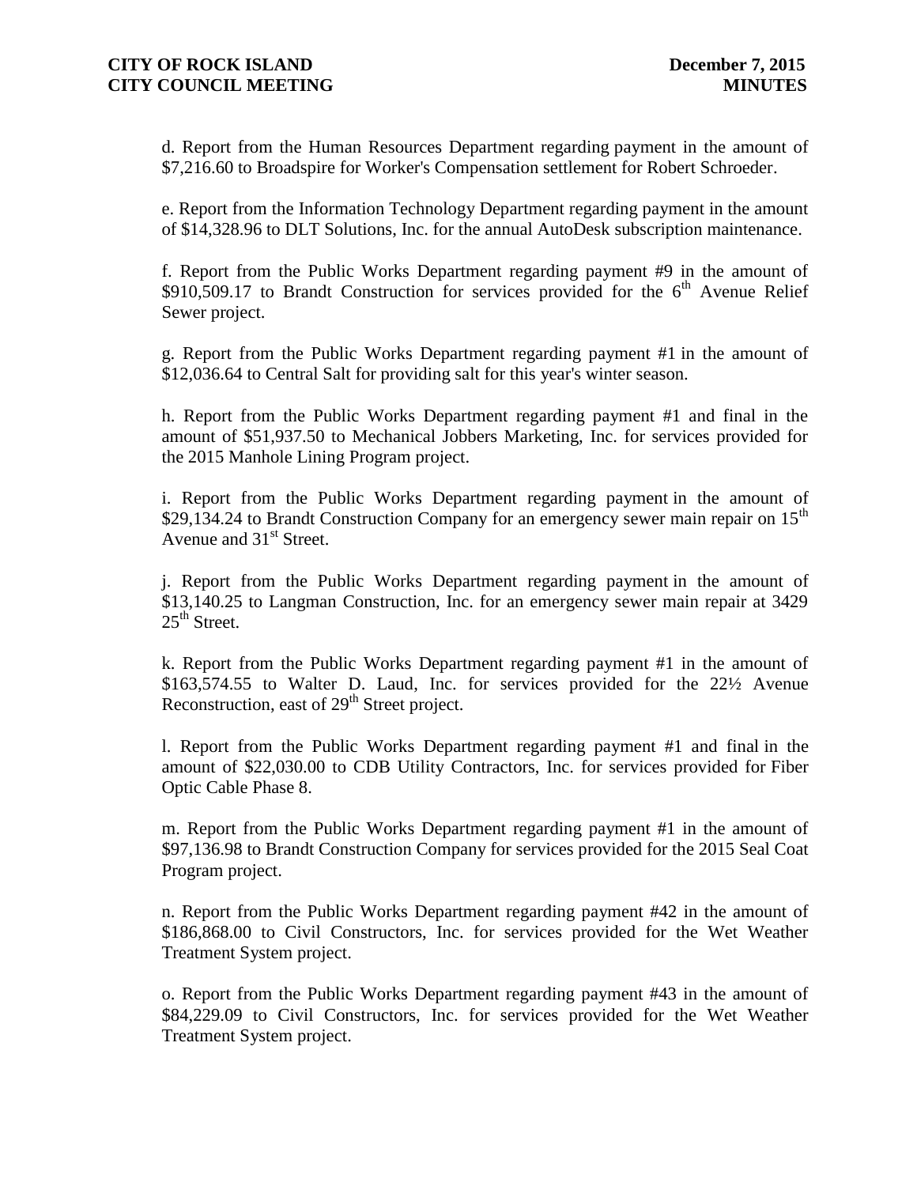d. Report from the Human Resources Department regarding payment in the amount of $7,216.60 to Broadspire for Worker's Compensation settlement for Robert Schroeder.

e. Report from the Information Technology Department regarding payment in the amount of $14,328.96 to DLT Solutions, Inc. for the annual AutoDesk subscription maintenance.

f. Report from the Public Works Department regarding payment #9 in the amount of $910,509.17 to Brandt Construction for services provided for the 6th Avenue Relief Sewer project.

g. Report from the Public Works Department regarding payment #1 in the amount of $12,036.64 to Central Salt for providing salt for this year's winter season.

h. Report from the Public Works Department regarding payment #1 and final in the amount of $51,937.50 to Mechanical Jobbers Marketing, Inc. for services provided for the 2015 Manhole Lining Program project.

i. Report from the Public Works Department regarding payment in the amount of $29,134.24 to Brandt Construction Company for an emergency sewer main repair on 15th Avenue and 31st Street.

j. Report from the Public Works Department regarding payment in the amount of $13,140.25 to Langman Construction, Inc. for an emergency sewer main repair at 3429 25th Street.

k. Report from the Public Works Department regarding payment #1 in the amount of $163,574.55 to Walter D. Laud, Inc. for services provided for the 22½ Avenue Reconstruction, east of 29th Street project.

l. Report from the Public Works Department regarding payment #1 and final in the amount of $22,030.00 to CDB Utility Contractors, Inc. for services provided for Fiber Optic Cable Phase 8.

m. Report from the Public Works Department regarding payment #1 in the amount of $97,136.98 to Brandt Construction Company for services provided for the 2015 Seal Coat Program project.

n. Report from the Public Works Department regarding payment #42 in the amount of $186,868.00 to Civil Constructors, Inc. for services provided for the Wet Weather Treatment System project.

o. Report from the Public Works Department regarding payment #43 in the amount of $84,229.09 to Civil Constructors, Inc. for services provided for the Wet Weather Treatment System project.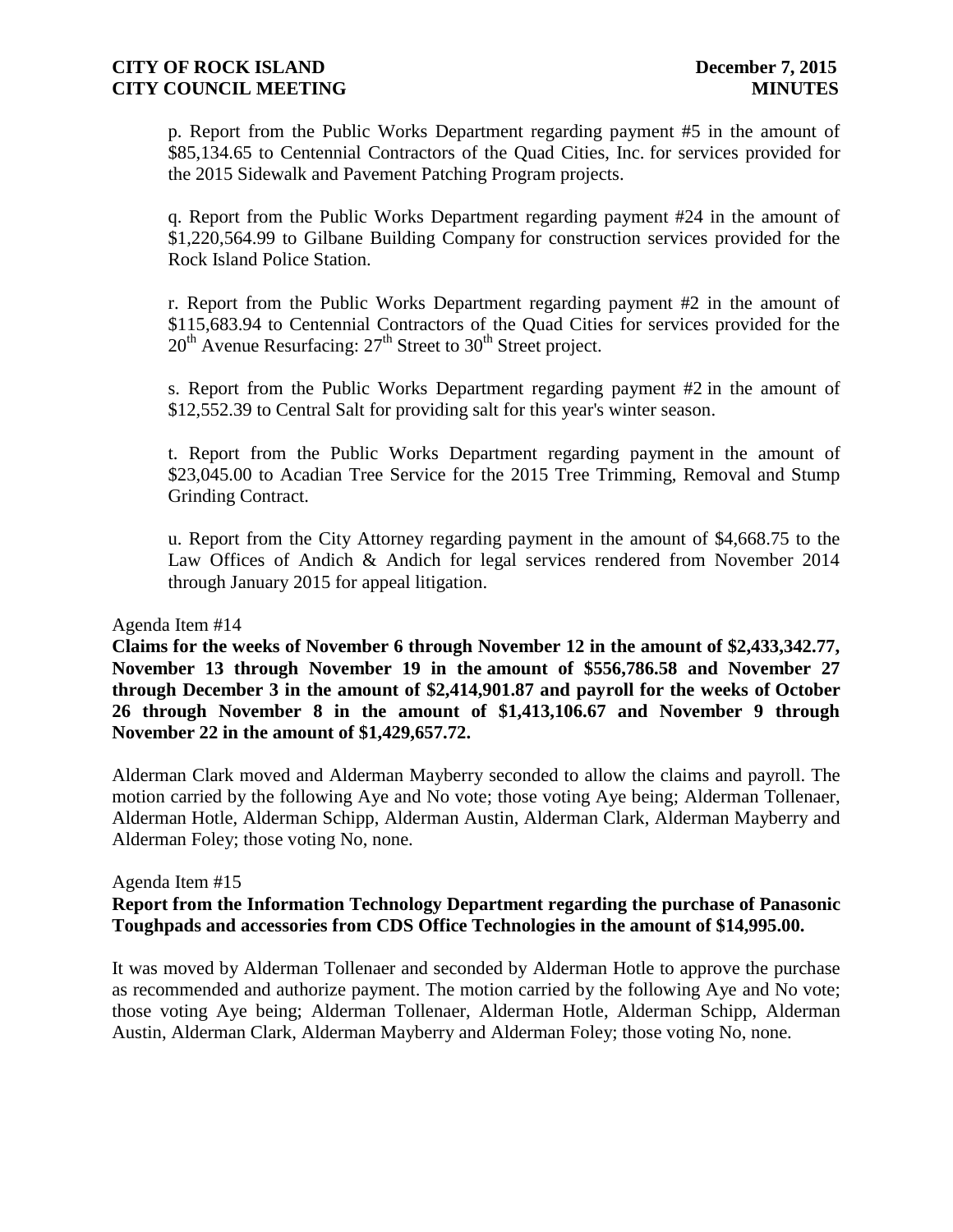p. Report from the Public Works Department regarding payment #5 in the amount of $85,134.65 to Centennial Contractors of the Quad Cities, Inc. for services provided for the 2015 Sidewalk and Pavement Patching Program projects.

q. Report from the Public Works Department regarding payment #24 in the amount of $1,220,564.99 to Gilbane Building Company for construction services provided for the Rock Island Police Station.

r. Report from the Public Works Department regarding payment #2 in the amount of $115,683.94 to Centennial Contractors of the Quad Cities for services provided for the 20th Avenue Resurfacing: 27th Street to 30th Street project.

s. Report from the Public Works Department regarding payment #2 in the amount of $12,552.39 to Central Salt for providing salt for this year's winter season.

t. Report from the Public Works Department regarding payment in the amount of $23,045.00 to Acadian Tree Service for the 2015 Tree Trimming, Removal and Stump Grinding Contract.

u. Report from the City Attorney regarding payment in the amount of $4,668.75 to the Law Offices of Andich & Andich for legal services rendered from November 2014 through January 2015 for appeal litigation.

Agenda Item #14

**Claims for the weeks of November 6 through November 12 in the amount of $2,433,342.77, November 13 through November 19 in the amount of $556,786.58 and November 27 through December 3 in the amount of $2,414,901.87 and payroll for the weeks of October 26 through November 8 in the amount of $1,413,106.67 and November 9 through November 22 in the amount of $1,429,657.72.**

Alderman Clark moved and Alderman Mayberry seconded to allow the claims and payroll. The motion carried by the following Aye and No vote; those voting Aye being; Alderman Tollenaer, Alderman Hotle, Alderman Schipp, Alderman Austin, Alderman Clark, Alderman Mayberry and Alderman Foley; those voting No, none.

Agenda Item #15

**Report from the Information Technology Department regarding the purchase of Panasonic Toughpads and accessories from CDS Office Technologies in the amount of $14,995.00.**

It was moved by Alderman Tollenaer and seconded by Alderman Hotle to approve the purchase as recommended and authorize payment. The motion carried by the following Aye and No vote; those voting Aye being; Alderman Tollenaer, Alderman Hotle, Alderman Schipp, Alderman Austin, Alderman Clark, Alderman Mayberry and Alderman Foley; those voting No, none.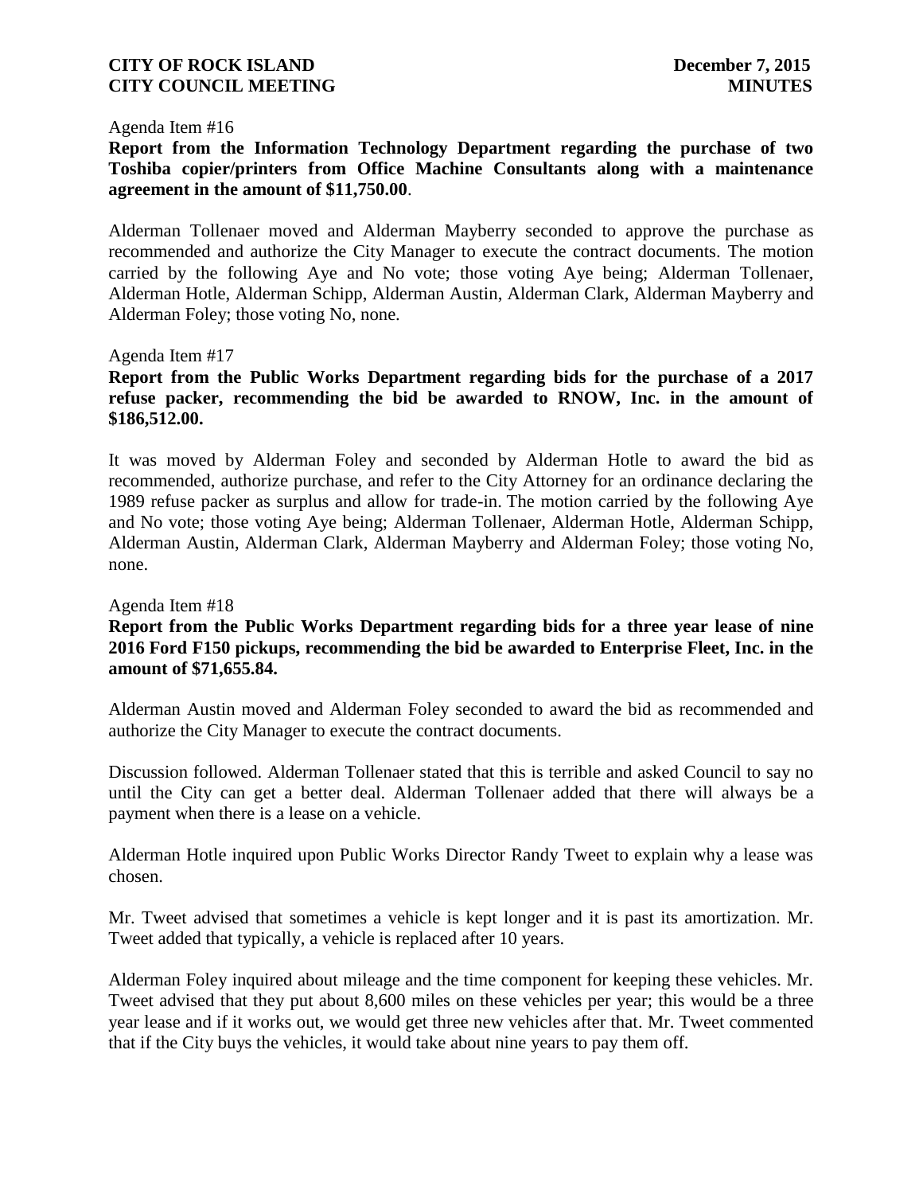Agenda Item #16

**Report from the Information Technology Department regarding the purchase of two Toshiba copier/printers from Office Machine Consultants along with a maintenance agreement in the amount of $11,750.00**.

Alderman Tollenaer moved and Alderman Mayberry seconded to approve the purchase as recommended and authorize the City Manager to execute the contract documents. The motion carried by the following Aye and No vote; those voting Aye being; Alderman Tollenaer, Alderman Hotle, Alderman Schipp, Alderman Austin, Alderman Clark, Alderman Mayberry and Alderman Foley; those voting No, none.

Agenda Item #17

**Report from the Public Works Department regarding bids for the purchase of a 2017 refuse packer, recommending the bid be awarded to RNOW, Inc. in the amount of $186,512.00.**

It was moved by Alderman Foley and seconded by Alderman Hotle to award the bid as recommended, authorize purchase, and refer to the City Attorney for an ordinance declaring the 1989 refuse packer as surplus and allow for trade-in. The motion carried by the following Aye and No vote; those voting Aye being; Alderman Tollenaer, Alderman Hotle, Alderman Schipp, Alderman Austin, Alderman Clark, Alderman Mayberry and Alderman Foley; those voting No, none.

Agenda Item #18

**Report from the Public Works Department regarding bids for a three year lease of nine 2016 Ford F150 pickups, recommending the bid be awarded to Enterprise Fleet, Inc. in the amount of $71,655.84.**

Alderman Austin moved and Alderman Foley seconded to award the bid as recommended and authorize the City Manager to execute the contract documents.

Discussion followed. Alderman Tollenaer stated that this is terrible and asked Council to say no until the City can get a better deal. Alderman Tollenaer added that there will always be a payment when there is a lease on a vehicle.

Alderman Hotle inquired upon Public Works Director Randy Tweet to explain why a lease was chosen.

Mr. Tweet advised that sometimes a vehicle is kept longer and it is past its amortization. Mr. Tweet added that typically, a vehicle is replaced after 10 years.

Alderman Foley inquired about mileage and the time component for keeping these vehicles. Mr. Tweet advised that they put about 8,600 miles on these vehicles per year; this would be a three year lease and if it works out, we would get three new vehicles after that. Mr. Tweet commented that if the City buys the vehicles, it would take about nine years to pay them off.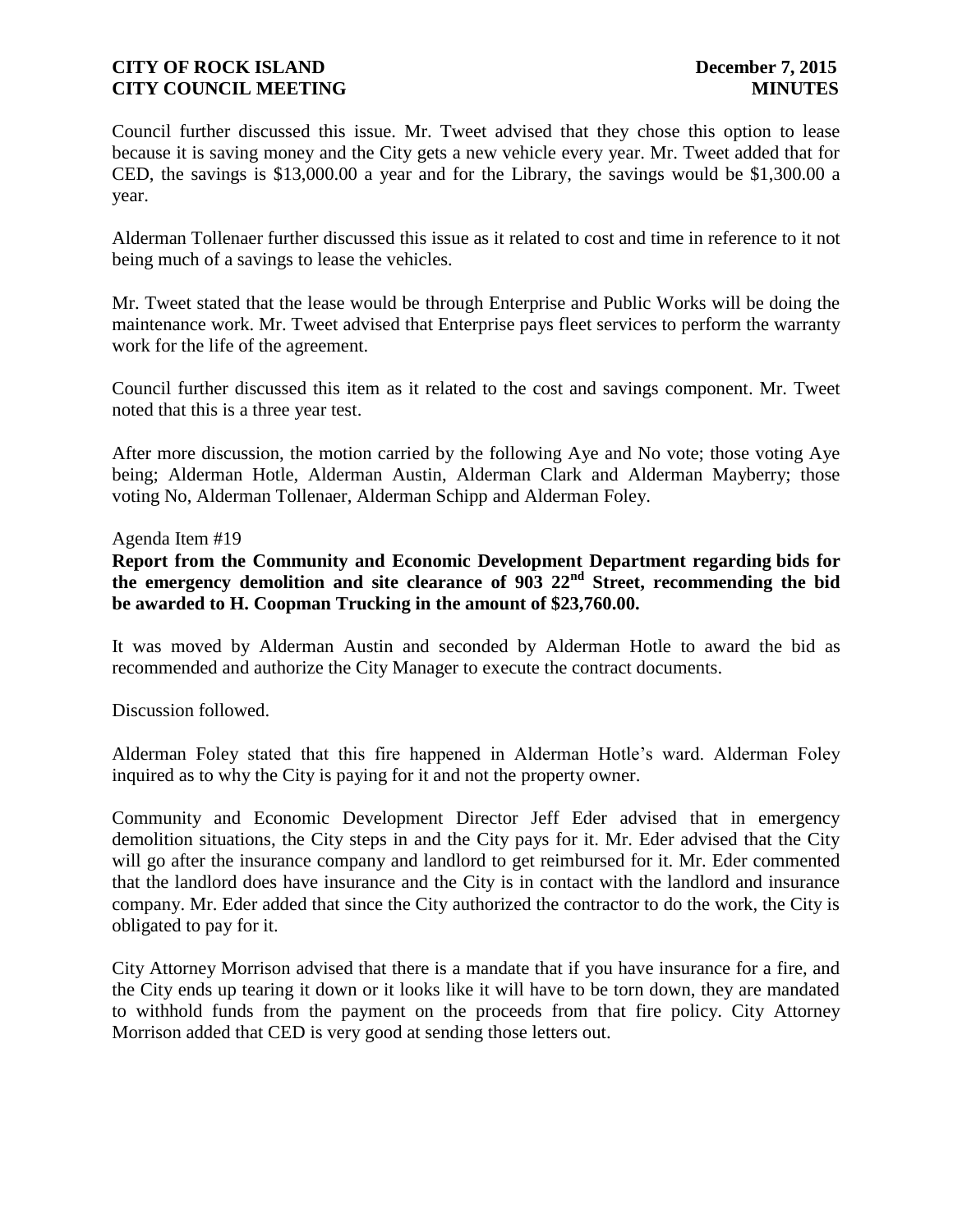Council further discussed this issue. Mr. Tweet advised that they chose this option to lease because it is saving money and the City gets a new vehicle every year. Mr. Tweet added that for CED, the savings is $13,000.00 a year and for the Library, the savings would be $1,300.00 a year.

Alderman Tollenaer further discussed this issue as it related to cost and time in reference to it not being much of a savings to lease the vehicles.

Mr. Tweet stated that the lease would be through Enterprise and Public Works will be doing the maintenance work. Mr. Tweet advised that Enterprise pays fleet services to perform the warranty work for the life of the agreement.

Council further discussed this item as it related to the cost and savings component. Mr. Tweet noted that this is a three year test.

After more discussion, the motion carried by the following Aye and No vote; those voting Aye being; Alderman Hotle, Alderman Austin, Alderman Clark and Alderman Mayberry; those voting No, Alderman Tollenaer, Alderman Schipp and Alderman Foley.

Agenda Item #19

**Report from the Community and Economic Development Department regarding bids for the emergency demolition and site clearance of 903 22nd Street, recommending the bid be awarded to H. Coopman Trucking in the amount of $23,760.00.**

It was moved by Alderman Austin and seconded by Alderman Hotle to award the bid as recommended and authorize the City Manager to execute the contract documents.

Discussion followed.

Alderman Foley stated that this fire happened in Alderman Hotle's ward. Alderman Foley inquired as to why the City is paying for it and not the property owner.

Community and Economic Development Director Jeff Eder advised that in emergency demolition situations, the City steps in and the City pays for it. Mr. Eder advised that the City will go after the insurance company and landlord to get reimbursed for it. Mr. Eder commented that the landlord does have insurance and the City is in contact with the landlord and insurance company. Mr. Eder added that since the City authorized the contractor to do the work, the City is obligated to pay for it.

City Attorney Morrison advised that there is a mandate that if you have insurance for a fire, and the City ends up tearing it down or it looks like it will have to be torn down, they are mandated to withhold funds from the payment on the proceeds from that fire policy. City Attorney Morrison added that CED is very good at sending those letters out.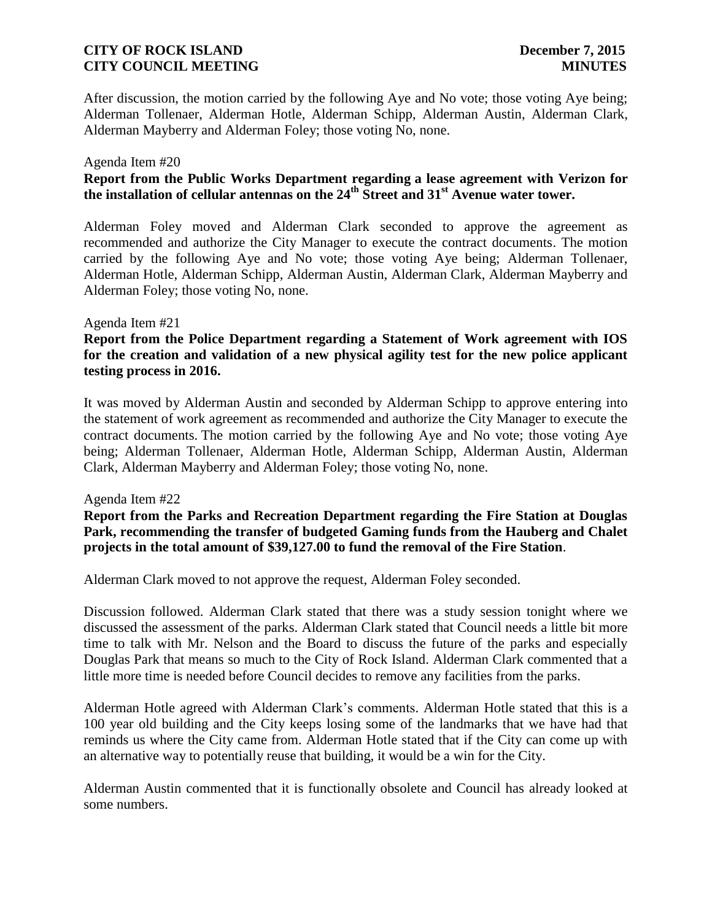After discussion, the motion carried by the following Aye and No vote; those voting Aye being; Alderman Tollenaer, Alderman Hotle, Alderman Schipp, Alderman Austin, Alderman Clark, Alderman Mayberry and Alderman Foley; those voting No, none.

Agenda Item #20

**Report from the Public Works Department regarding a lease agreement with Verizon for the installation of cellular antennas on the 24th Street and 31st Avenue water tower.**

Alderman Foley moved and Alderman Clark seconded to approve the agreement as recommended and authorize the City Manager to execute the contract documents. The motion carried by the following Aye and No vote; those voting Aye being; Alderman Tollenaer, Alderman Hotle, Alderman Schipp, Alderman Austin, Alderman Clark, Alderman Mayberry and Alderman Foley; those voting No, none.

Agenda Item #21

**Report from the Police Department regarding a Statement of Work agreement with IOS for the creation and validation of a new physical agility test for the new police applicant testing process in 2016.**

It was moved by Alderman Austin and seconded by Alderman Schipp to approve entering into the statement of work agreement as recommended and authorize the City Manager to execute the contract documents. The motion carried by the following Aye and No vote; those voting Aye being; Alderman Tollenaer, Alderman Hotle, Alderman Schipp, Alderman Austin, Alderman Clark, Alderman Mayberry and Alderman Foley; those voting No, none.

Agenda Item #22

**Report from the Parks and Recreation Department regarding the Fire Station at Douglas Park, recommending the transfer of budgeted Gaming funds from the Hauberg and Chalet projects in the total amount of $39,127.00 to fund the removal of the Fire Station**.

Alderman Clark moved to not approve the request, Alderman Foley seconded.

Discussion followed. Alderman Clark stated that there was a study session tonight where we discussed the assessment of the parks. Alderman Clark stated that Council needs a little bit more time to talk with Mr. Nelson and the Board to discuss the future of the parks and especially Douglas Park that means so much to the City of Rock Island. Alderman Clark commented that a little more time is needed before Council decides to remove any facilities from the parks.

Alderman Hotle agreed with Alderman Clark's comments. Alderman Hotle stated that this is a 100 year old building and the City keeps losing some of the landmarks that we have had that reminds us where the City came from. Alderman Hotle stated that if the City can come up with an alternative way to potentially reuse that building, it would be a win for the City.

Alderman Austin commented that it is functionally obsolete and Council has already looked at some numbers.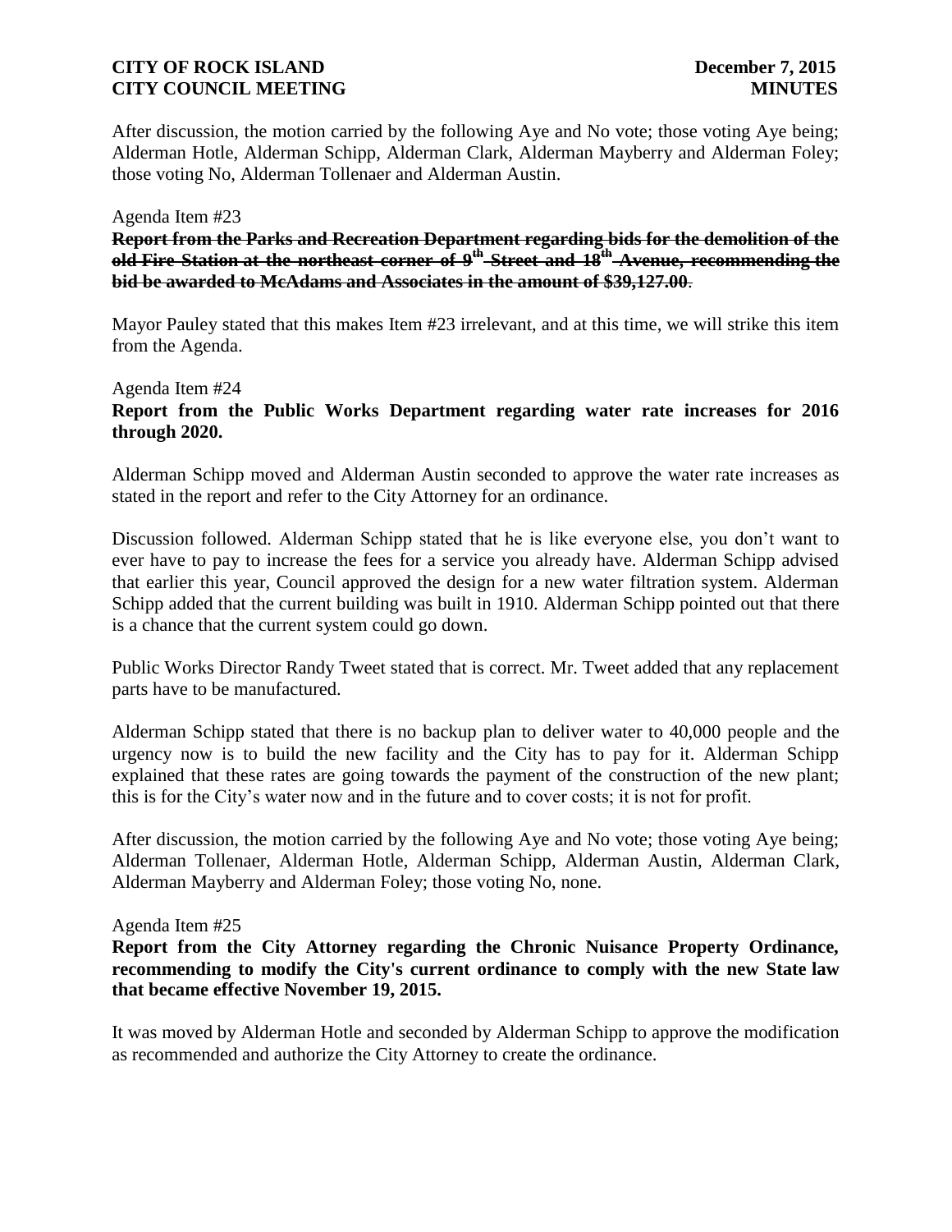After discussion, the motion carried by the following Aye and No vote; those voting Aye being; Alderman Hotle, Alderman Schipp, Alderman Clark, Alderman Mayberry and Alderman Foley; those voting No, Alderman Tollenaer and Alderman Austin.

Agenda Item #23

~~**Report from the Parks and Recreation Department regarding bids for the demolition of the old Fire Station at the northeast corner of 9th Street and 18th Avenue, recommending the bid be awarded to McAdams and Associates in the amount of $39,127.00**~~.

Mayor Pauley stated that this makes Item #23 irrelevant, and at this time, we will strike this item from the Agenda.

Agenda Item #24

**Report from the Public Works Department regarding water rate increases for 2016 through 2020.**

Alderman Schipp moved and Alderman Austin seconded to approve the water rate increases as stated in the report and refer to the City Attorney for an ordinance.

Discussion followed. Alderman Schipp stated that he is like everyone else, you don't want to ever have to pay to increase the fees for a service you already have. Alderman Schipp advised that earlier this year, Council approved the design for a new water filtration system. Alderman Schipp added that the current building was built in 1910. Alderman Schipp pointed out that there is a chance that the current system could go down.

Public Works Director Randy Tweet stated that is correct. Mr. Tweet added that any replacement parts have to be manufactured.

Alderman Schipp stated that there is no backup plan to deliver water to 40,000 people and the urgency now is to build the new facility and the City has to pay for it. Alderman Schipp explained that these rates are going towards the payment of the construction of the new plant; this is for the City's water now and in the future and to cover costs; it is not for profit.

After discussion, the motion carried by the following Aye and No vote; those voting Aye being; Alderman Tollenaer, Alderman Hotle, Alderman Schipp, Alderman Austin, Alderman Clark, Alderman Mayberry and Alderman Foley; those voting No, none.

Agenda Item #25

**Report from the City Attorney regarding the Chronic Nuisance Property Ordinance, recommending to modify the City's current ordinance to comply with the new State law that became effective November 19, 2015.**

It was moved by Alderman Hotle and seconded by Alderman Schipp to approve the modification as recommended and authorize the City Attorney to create the ordinance.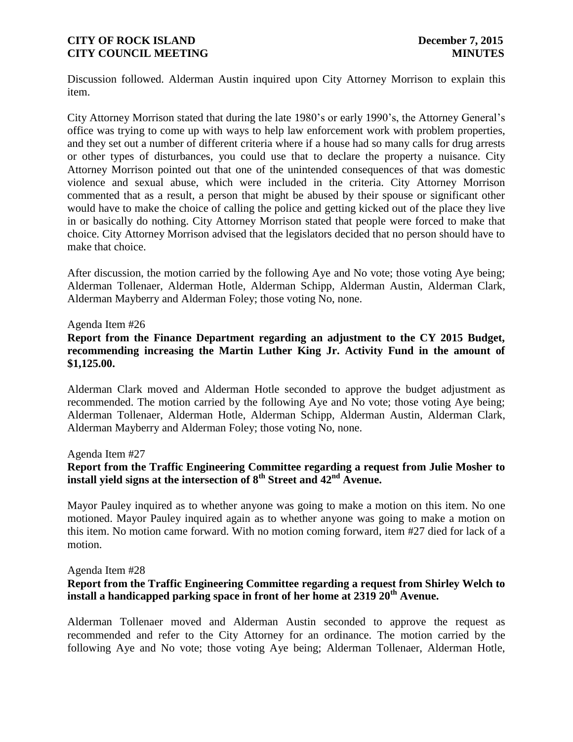Discussion followed. Alderman Austin inquired upon City Attorney Morrison to explain this item.

City Attorney Morrison stated that during the late 1980's or early 1990's, the Attorney General's office was trying to come up with ways to help law enforcement work with problem properties, and they set out a number of different criteria where if a house had so many calls for drug arrests or other types of disturbances, you could use that to declare the property a nuisance. City Attorney Morrison pointed out that one of the unintended consequences of that was domestic violence and sexual abuse, which were included in the criteria. City Attorney Morrison commented that as a result, a person that might be abused by their spouse or significant other would have to make the choice of calling the police and getting kicked out of the place they live in or basically do nothing. City Attorney Morrison stated that people were forced to make that choice. City Attorney Morrison advised that the legislators decided that no person should have to make that choice.

After discussion, the motion carried by the following Aye and No vote; those voting Aye being; Alderman Tollenaer, Alderman Hotle, Alderman Schipp, Alderman Austin, Alderman Clark, Alderman Mayberry and Alderman Foley; those voting No, none.

Agenda Item #26

**Report from the Finance Department regarding an adjustment to the CY 2015 Budget, recommending increasing the Martin Luther King Jr. Activity Fund in the amount of $1,125.00.**

Alderman Clark moved and Alderman Hotle seconded to approve the budget adjustment as recommended. The motion carried by the following Aye and No vote; those voting Aye being; Alderman Tollenaer, Alderman Hotle, Alderman Schipp, Alderman Austin, Alderman Clark, Alderman Mayberry and Alderman Foley; those voting No, none.

Agenda Item #27

**Report from the Traffic Engineering Committee regarding a request from Julie Mosher to install yield signs at the intersection of 8th Street and 42nd Avenue.**

Mayor Pauley inquired as to whether anyone was going to make a motion on this item. No one motioned. Mayor Pauley inquired again as to whether anyone was going to make a motion on this item. No motion came forward. With no motion coming forward, item #27 died for lack of a motion.

Agenda Item #28

**Report from the Traffic Engineering Committee regarding a request from Shirley Welch to install a handicapped parking space in front of her home at 2319 20th Avenue.**

Alderman Tollenaer moved and Alderman Austin seconded to approve the request as recommended and refer to the City Attorney for an ordinance. The motion carried by the following Aye and No vote; those voting Aye being; Alderman Tollenaer, Alderman Hotle,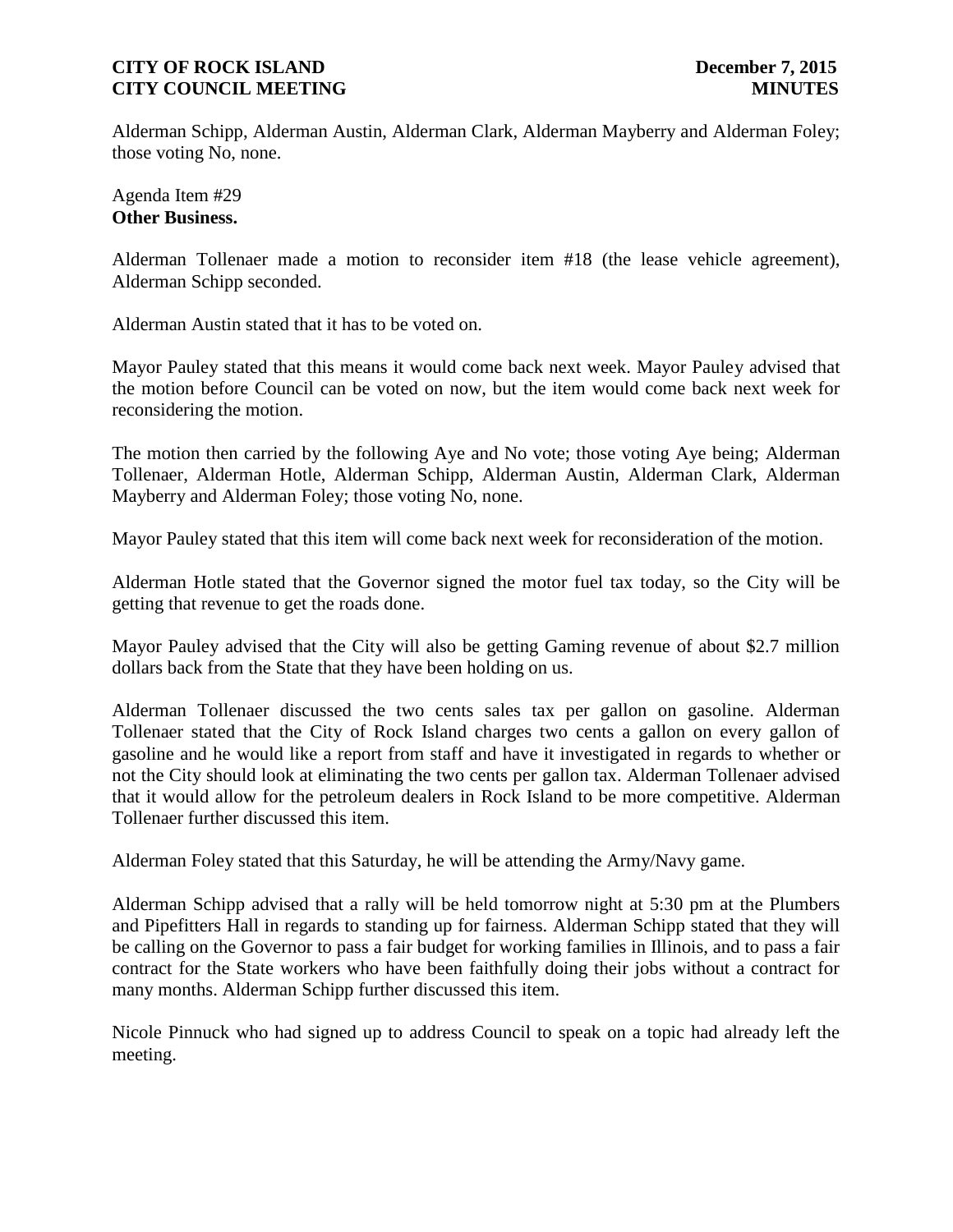Alderman Schipp, Alderman Austin, Alderman Clark, Alderman Mayberry and Alderman Foley; those voting No, none.

Agenda Item #29
**Other Business.**

Alderman Tollenaer made a motion to reconsider item #18 (the lease vehicle agreement), Alderman Schipp seconded.

Alderman Austin stated that it has to be voted on.

Mayor Pauley stated that this means it would come back next week. Mayor Pauley advised that the motion before Council can be voted on now, but the item would come back next week for reconsidering the motion.

The motion then carried by the following Aye and No vote; those voting Aye being; Alderman Tollenaer, Alderman Hotle, Alderman Schipp, Alderman Austin, Alderman Clark, Alderman Mayberry and Alderman Foley; those voting No, none.

Mayor Pauley stated that this item will come back next week for reconsideration of the motion.

Alderman Hotle stated that the Governor signed the motor fuel tax today, so the City will be getting that revenue to get the roads done.

Mayor Pauley advised that the City will also be getting Gaming revenue of about $2.7 million dollars back from the State that they have been holding on us.

Alderman Tollenaer discussed the two cents sales tax per gallon on gasoline. Alderman Tollenaer stated that the City of Rock Island charges two cents a gallon on every gallon of gasoline and he would like a report from staff and have it investigated in regards to whether or not the City should look at eliminating the two cents per gallon tax. Alderman Tollenaer advised that it would allow for the petroleum dealers in Rock Island to be more competitive. Alderman Tollenaer further discussed this item.

Alderman Foley stated that this Saturday, he will be attending the Army/Navy game.

Alderman Schipp advised that a rally will be held tomorrow night at 5:30 pm at the Plumbers and Pipefitters Hall in regards to standing up for fairness. Alderman Schipp stated that they will be calling on the Governor to pass a fair budget for working families in Illinois, and to pass a fair contract for the State workers who have been faithfully doing their jobs without a contract for many months. Alderman Schipp further discussed this item.

Nicole Pinnuck who had signed up to address Council to speak on a topic had already left the meeting.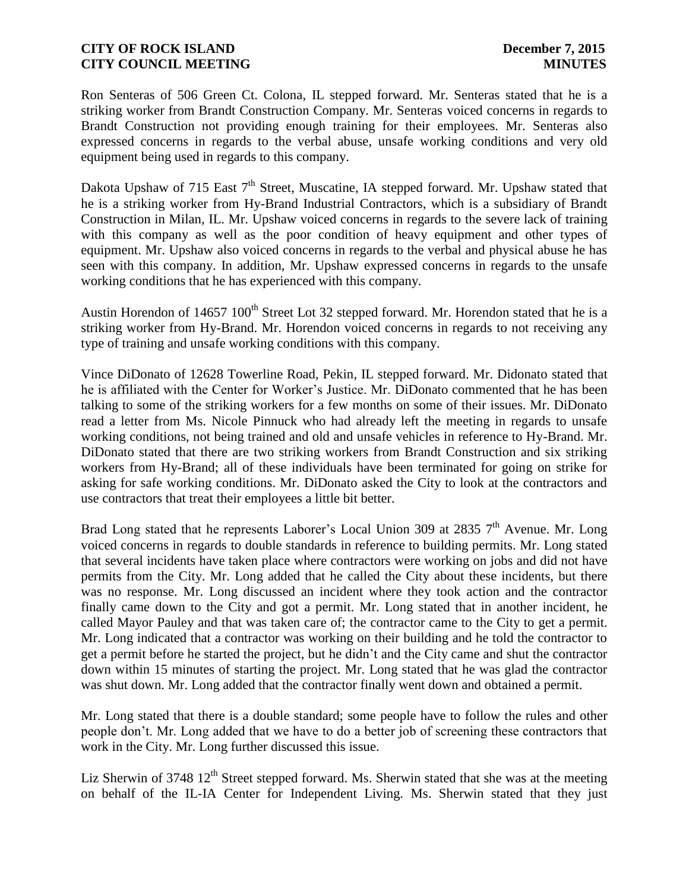Ron Senteras of 506 Green Ct. Colona, IL stepped forward. Mr. Senteras stated that he is a striking worker from Brandt Construction Company. Mr. Senteras voiced concerns in regards to Brandt Construction not providing enough training for their employees. Mr. Senteras also expressed concerns in regards to the verbal abuse, unsafe working conditions and very old equipment being used in regards to this company.

Dakota Upshaw of 715 East 7th Street, Muscatine, IA stepped forward. Mr. Upshaw stated that he is a striking worker from Hy-Brand Industrial Contractors, which is a subsidiary of Brandt Construction in Milan, IL. Mr. Upshaw voiced concerns in regards to the severe lack of training with this company as well as the poor condition of heavy equipment and other types of equipment. Mr. Upshaw also voiced concerns in regards to the verbal and physical abuse he has seen with this company. In addition, Mr. Upshaw expressed concerns in regards to the unsafe working conditions that he has experienced with this company.

Austin Horendon of 14657 100th Street Lot 32 stepped forward. Mr. Horendon stated that he is a striking worker from Hy-Brand. Mr. Horendon voiced concerns in regards to not receiving any type of training and unsafe working conditions with this company.

Vince DiDonato of 12628 Towerline Road, Pekin, IL stepped forward. Mr. Didonato stated that he is affiliated with the Center for Worker's Justice. Mr. DiDonato commented that he has been talking to some of the striking workers for a few months on some of their issues. Mr. DiDonato read a letter from Ms. Nicole Pinnuck who had already left the meeting in regards to unsafe working conditions, not being trained and old and unsafe vehicles in reference to Hy-Brand. Mr. DiDonato stated that there are two striking workers from Brandt Construction and six striking workers from Hy-Brand; all of these individuals have been terminated for going on strike for asking for safe working conditions. Mr. DiDonato asked the City to look at the contractors and use contractors that treat their employees a little bit better.

Brad Long stated that he represents Laborer's Local Union 309 at 2835 7th Avenue. Mr. Long voiced concerns in regards to double standards in reference to building permits. Mr. Long stated that several incidents have taken place where contractors were working on jobs and did not have permits from the City. Mr. Long added that he called the City about these incidents, but there was no response. Mr. Long discussed an incident where they took action and the contractor finally came down to the City and got a permit. Mr. Long stated that in another incident, he called Mayor Pauley and that was taken care of; the contractor came to the City to get a permit. Mr. Long indicated that a contractor was working on their building and he told the contractor to get a permit before he started the project, but he didn't and the City came and shut the contractor down within 15 minutes of starting the project. Mr. Long stated that he was glad the contractor was shut down. Mr. Long added that the contractor finally went down and obtained a permit.

Mr. Long stated that there is a double standard; some people have to follow the rules and other people don't. Mr. Long added that we have to do a better job of screening these contractors that work in the City. Mr. Long further discussed this issue.

Liz Sherwin of 3748 12th Street stepped forward. Ms. Sherwin stated that she was at the meeting on behalf of the IL-IA Center for Independent Living. Ms. Sherwin stated that they just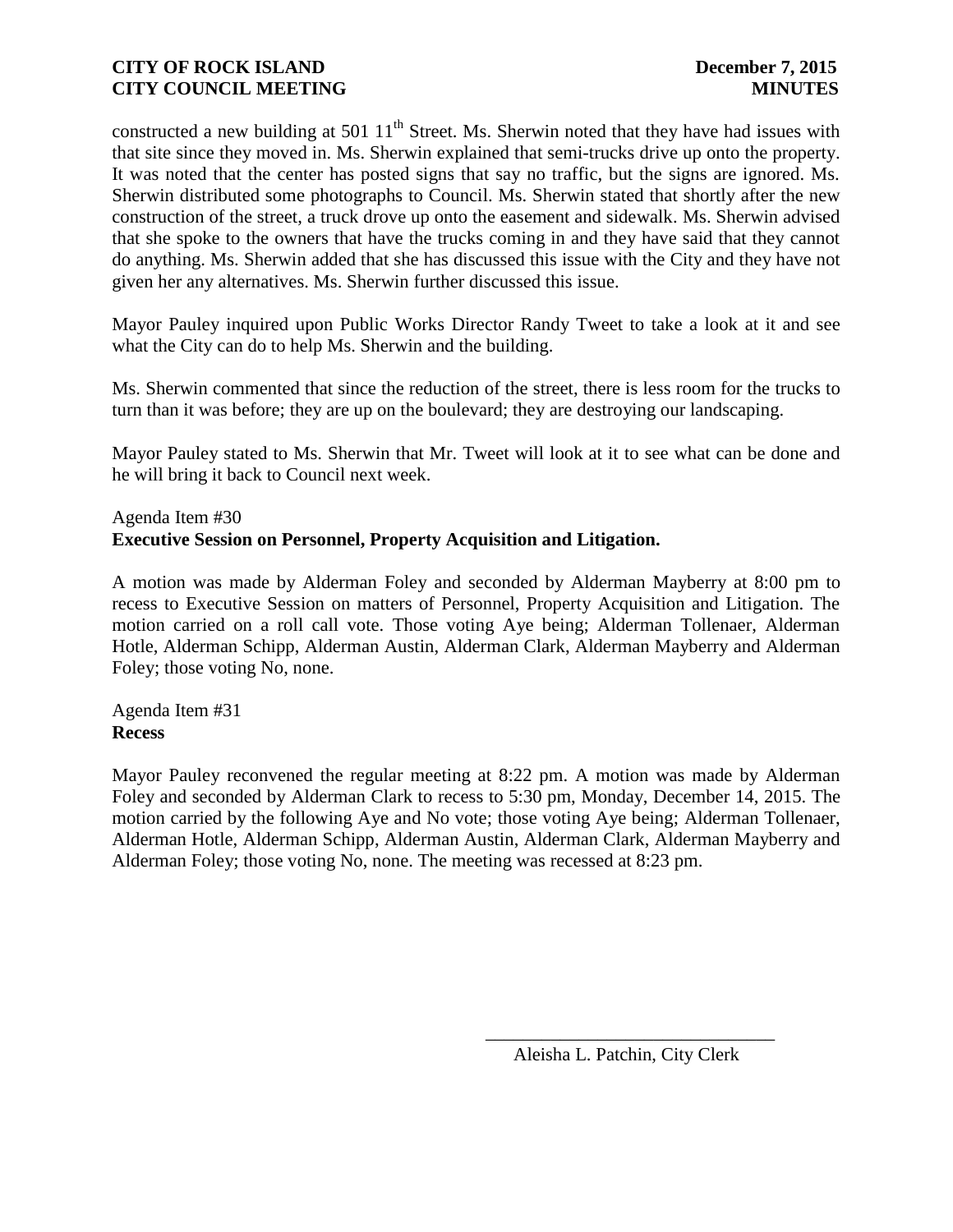constructed a new building at 501 11th Street. Ms. Sherwin noted that they have had issues with that site since they moved in. Ms. Sherwin explained that semi-trucks drive up onto the property. It was noted that the center has posted signs that say no traffic, but the signs are ignored. Ms. Sherwin distributed some photographs to Council. Ms. Sherwin stated that shortly after the new construction of the street, a truck drove up onto the easement and sidewalk. Ms. Sherwin advised that she spoke to the owners that have the trucks coming in and they have said that they cannot do anything. Ms. Sherwin added that she has discussed this issue with the City and they have not given her any alternatives. Ms. Sherwin further discussed this issue.

Mayor Pauley inquired upon Public Works Director Randy Tweet to take a look at it and see what the City can do to help Ms. Sherwin and the building.

Ms. Sherwin commented that since the reduction of the street, there is less room for the trucks to turn than it was before; they are up on the boulevard; they are destroying our landscaping.

Mayor Pauley stated to Ms. Sherwin that Mr. Tweet will look at it to see what can be done and he will bring it back to Council next week.

Agenda Item #30
**Executive Session on Personnel, Property Acquisition and Litigation.**

A motion was made by Alderman Foley and seconded by Alderman Mayberry at 8:00 pm to recess to Executive Session on matters of Personnel, Property Acquisition and Litigation. The motion carried on a roll call vote. Those voting Aye being; Alderman Tollenaer, Alderman Hotle, Alderman Schipp, Alderman Austin, Alderman Clark, Alderman Mayberry and Alderman Foley; those voting No, none.

Agenda Item #31
**Recess**

Mayor Pauley reconvened the regular meeting at 8:22 pm. A motion was made by Alderman Foley and seconded by Alderman Clark to recess to 5:30 pm, Monday, December 14, 2015. The motion carried by the following Aye and No vote; those voting Aye being; Alderman Tollenaer, Alderman Hotle, Alderman Schipp, Alderman Austin, Alderman Clark, Alderman Mayberry and Alderman Foley; those voting No, none. The meeting was recessed at 8:23 pm.

\_\_\_\_\_\_\_\_\_\_\_\_\_\_\_\_\_\_\_\_\_\_\_\_\_\_\_\_\_\_\_\_

Aleisha L. Patchin, City Clerk